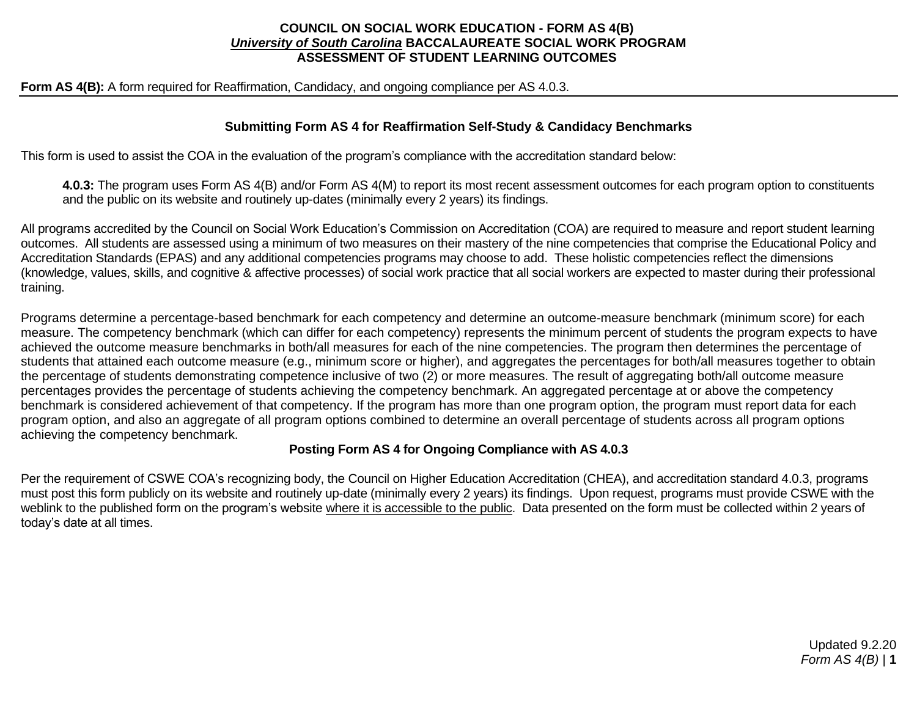**COUNCIL ON SOCIAL WORK EDUCATION - FORM AS 4(B)**
***University of South Carolina*** **BACCALAUREATE SOCIAL WORK PROGRAM**
**ASSESSMENT OF STUDENT LEARNING OUTCOMES**

**Form AS 4(B):** A form required for Reaffirmation, Candidacy, and ongoing compliance per AS 4.0.3.

---

### Submitting Form AS 4 for Reaffirmation Self-Study & Candidacy Benchmarks

This form is used to assist the COA in the evaluation of the program's compliance with the accreditation standard below:

> **4.0.3:** The program uses Form AS 4(B) and/or Form AS 4(M) to report its most recent assessment outcomes for each program option to constituents and the public on its website and routinely up-dates (minimally every 2 years) its findings.

All programs accredited by the Council on Social Work Education's Commission on Accreditation (COA) are required to measure and report student learning outcomes. All students are assessed using a minimum of two measures on their mastery of the nine competencies that comprise the Educational Policy and Accreditation Standards (EPAS) and any additional competencies programs may choose to add. These holistic competencies reflect the dimensions (knowledge, values, skills, and cognitive & affective processes) of social work practice that all social workers are expected to master during their professional training.

Programs determine a percentage-based benchmark for each competency and determine an outcome-measure benchmark (minimum score) for each measure. The competency benchmark (which can differ for each competency) represents the minimum percent of students the program expects to have achieved the outcome measure benchmarks in both/all measures for each of the nine competencies. The program then determines the percentage of students that attained each outcome measure (e.g., minimum score or higher), and aggregates the percentages for both/all measures together to obtain the percentage of students demonstrating competence inclusive of two (2) or more measures. The result of aggregating both/all outcome measure percentages provides the percentage of students achieving the competency benchmark. An aggregated percentage at or above the competency benchmark is considered achievement of that competency. If the program has more than one program option, the program must report data for each program option, and also an aggregate of all program options combined to determine an overall percentage of students across all program options achieving the competency benchmark.

### Posting Form AS 4 for Ongoing Compliance with AS 4.0.3

Per the requirement of CSWE COA's recognizing body, the Council on Higher Education Accreditation (CHEA), and accreditation standard 4.0.3, programs must post this form publicly on its website and routinely up-date (minimally every 2 years) its findings. Upon request, programs must provide CSWE with the weblink to the published form on the program's website where it is accessible to the public. Data presented on the form must be collected within 2 years of today's date at all times.

Updated 9.2.20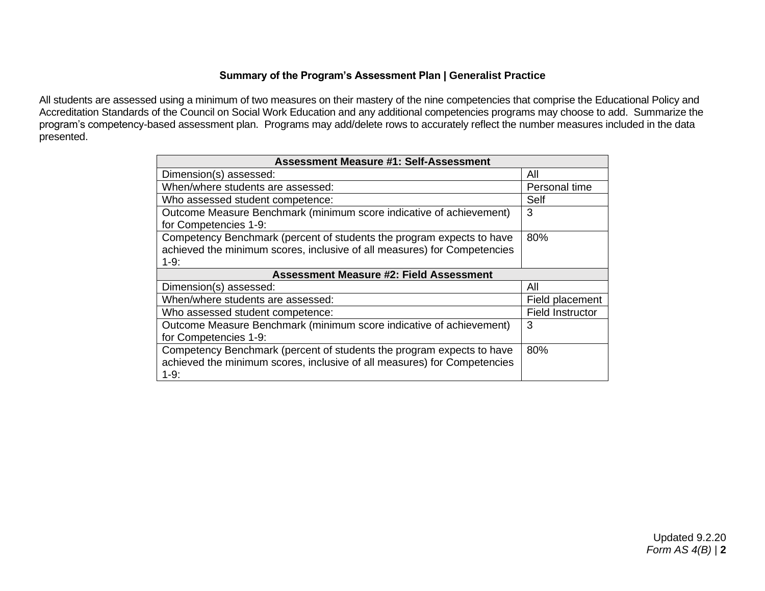**Summary of the Program's Assessment Plan | Generalist Practice**

All students are assessed using a minimum of two measures on their mastery of the nine competencies that comprise the Educational Policy and Accreditation Standards of the Council on Social Work Education and any additional competencies programs may choose to add. Summarize the program's competency-based assessment plan. Programs may add/delete rows to accurately reflect the number measures included in the data presented.

| **Assessment Measure #1: Self-Assessment** | |
|---|---|
| Dimension(s) assessed: | All |
| When/where students are assessed: | Personal time |
| Who assessed student competence: | Self |
| Outcome Measure Benchmark (minimum score indicative of achievement) for Competencies 1-9: | 3 |
| Competency Benchmark (percent of students the program expects to have achieved the minimum scores, inclusive of all measures) for Competencies 1-9: | 80% |
| **Assessment Measure #2: Field Assessment** | |
| Dimension(s) assessed: | All |
| When/where students are assessed: | Field placement |
| Who assessed student competence: | Field Instructor |
| Outcome Measure Benchmark (minimum score indicative of achievement) for Competencies 1-9: | 3 |
| Competency Benchmark (percent of students the program expects to have achieved the minimum scores, inclusive of all measures) for Competencies 1-9: | 80% |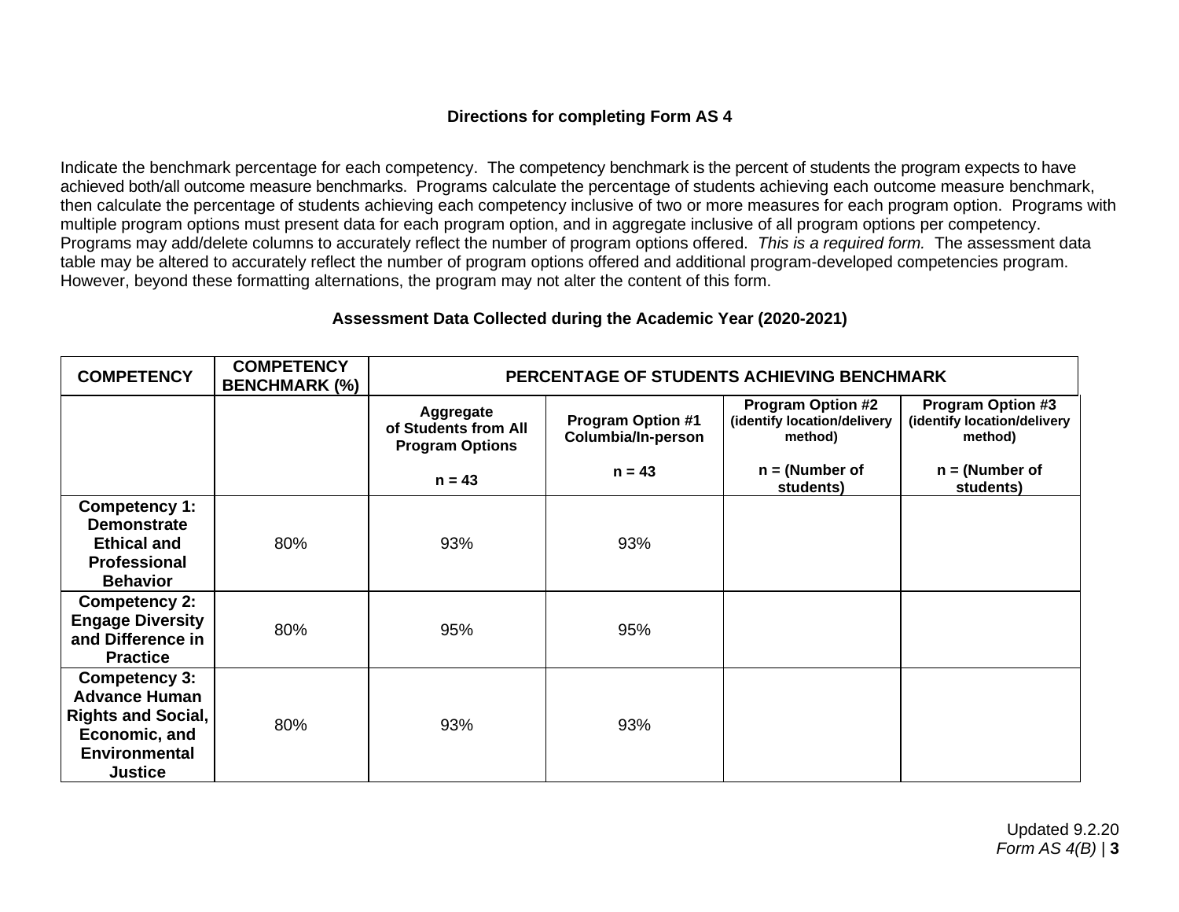**Directions for completing Form AS 4**

Indicate the benchmark percentage for each competency. The competency benchmark is the percent of students the program expects to have achieved both/all outcome measure benchmarks. Programs calculate the percentage of students achieving each outcome measure benchmark, then calculate the percentage of students achieving each competency inclusive of two or more measures for each program option. Programs with multiple program options must present data for each program option, and in aggregate inclusive of all program options per competency. Programs may add/delete columns to accurately reflect the number of program options offered. *This is a required form.* The assessment data table may be altered to accurately reflect the number of program options offered and additional program-developed competencies program. However, beyond these formatting alternations, the program may not alter the content of this form.

**Assessment Data Collected during the Academic Year (2020-2021)**

| COMPETENCY | COMPETENCY BENCHMARK (%) | PERCENTAGE OF STUDENTS ACHIEVING BENCHMARK | | | |
|---|---|---|---|---|---|
| | | **Aggregate of Students from All Program Options**<br><br>**n = 43** | **Program Option #1 Columbia/In-person**<br><br>**n = 43** | **Program Option #2 (identify location/delivery method)**<br><br>**n = (Number of students)** | **Program Option #3 (identify location/delivery method)**<br><br>**n = (Number of students)** |
| **Competency 1: Demonstrate Ethical and Professional Behavior** | 80% | 93% | 93% | | |
| **Competency 2: Engage Diversity and Difference in Practice** | 80% | 95% | 95% | | |
| **Competency 3: Advance Human Rights and Social, Economic, and Environmental Justice** | 80% | 93% | 93% | | |

Updated 9.2.20
*Form AS 4(B)*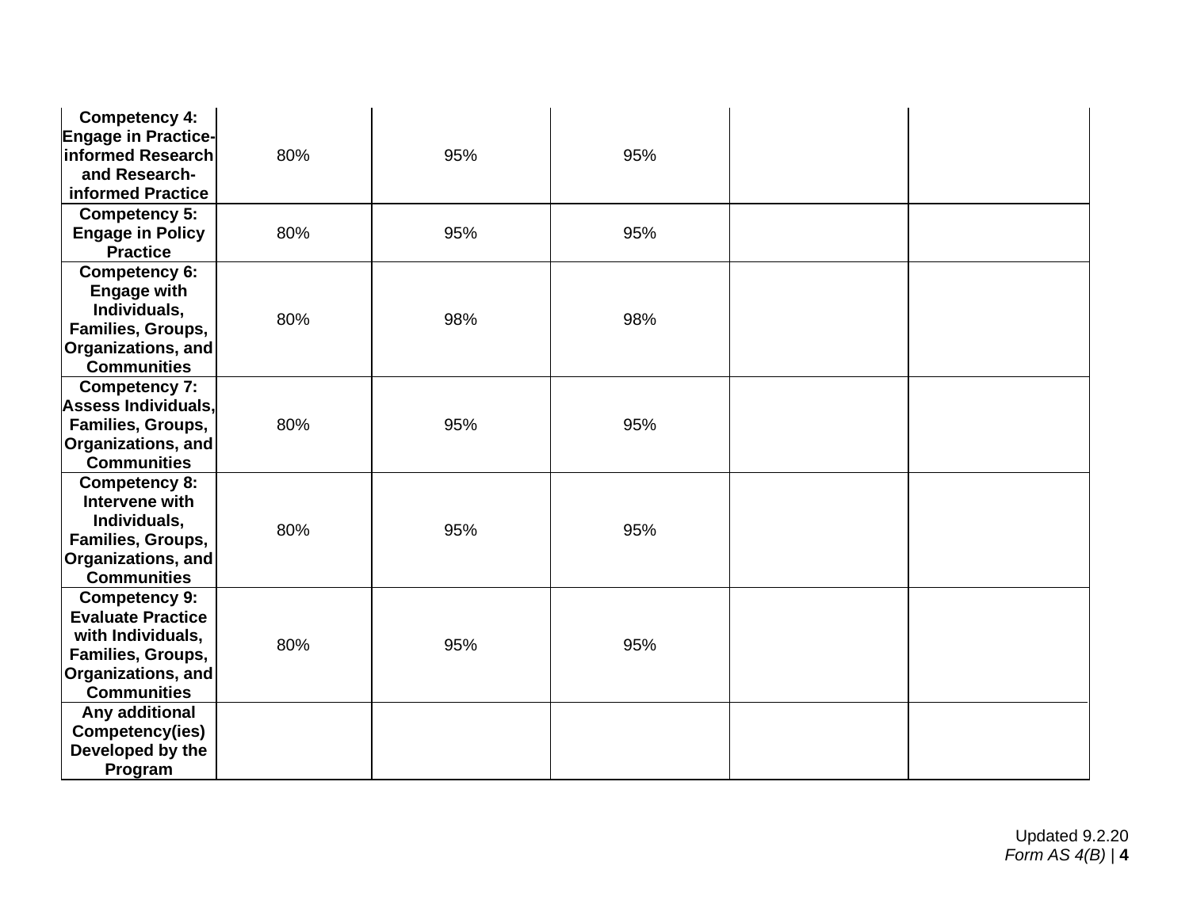| | | | | | |
|---|---|---|---|---|---|
| **Competency 4: Engage in Practice-informed Research and Research-informed Practice** | 80% | 95% | 95% | | |
| **Competency 5: Engage in Policy Practice** | 80% | 95% | 95% | | |
| **Competency 6: Engage with Individuals, Families, Groups, Organizations, and Communities** | 80% | 98% | 98% | | |
| **Competency 7: Assess Individuals, Families, Groups, Organizations, and Communities** | 80% | 95% | 95% | | |
| **Competency 8: Intervene with Individuals, Families, Groups, Organizations, and Communities** | 80% | 95% | 95% | | |
| **Competency 9: Evaluate Practice with Individuals, Families, Groups, Organizations, and Communities** | 80% | 95% | 95% | | |
| **Any additional Competency(ies) Developed by the Program** | | | | | |

Updated 9.2.20
*Form AS 4(B)*